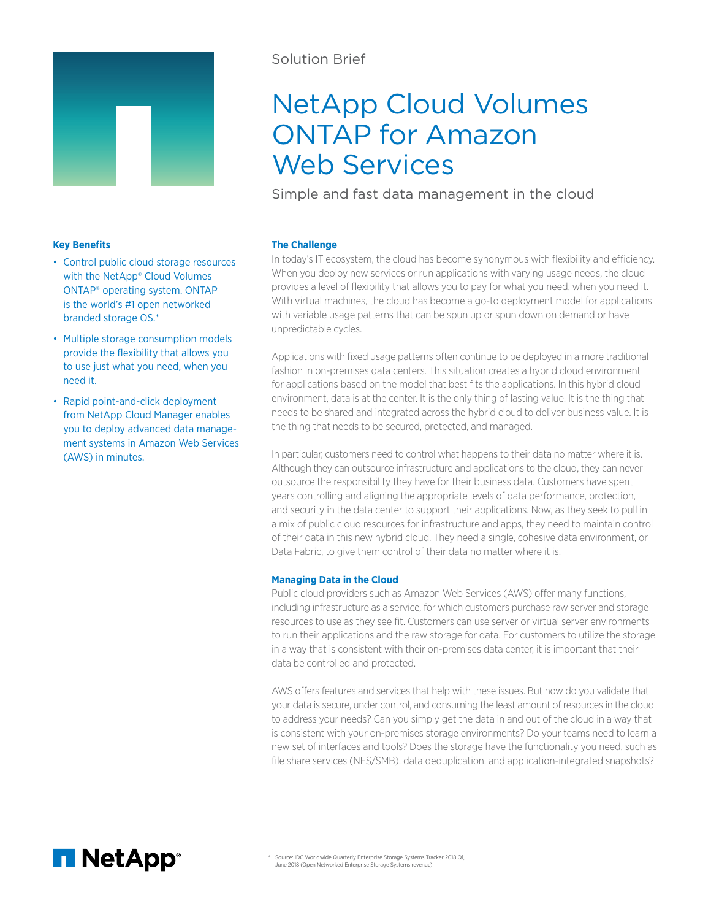Solution Brief

# NetApp Cloud Volumes ONTAP for Amazon Web Services

Simple and fast data management in the cloud

**Key Benefits**

- Control public cloud storage resources with the NetApp® Cloud Volumes ONTAP® operating system. ONTAP is the world's #1 open networked branded storage OS.*
- Multiple storage consumption models provide the flexibility that allows you to use just what you need, when you need it.
- Rapid point-and-click deployment from NetApp Cloud Manager enables you to deploy advanced data management systems in Amazon Web Services (AWS) in minutes.

## The Challenge

In today's IT ecosystem, the cloud has become synonymous with flexibility and efficiency. When you deploy new services or run applications with varying usage needs, the cloud provides a level of flexibility that allows you to pay for what you need, when you need it. With virtual machines, the cloud has become a go-to deployment model for applications with variable usage patterns that can be spun up or spun down on demand or have unpredictable cycles.

Applications with fixed usage patterns often continue to be deployed in a more traditional fashion in on-premises data centers. This situation creates a hybrid cloud environment for applications based on the model that best fits the applications. In this hybrid cloud environment, data is at the center. It is the only thing of lasting value. It is the thing that needs to be shared and integrated across the hybrid cloud to deliver business value. It is the thing that needs to be secured, protected, and managed.

In particular, customers need to control what happens to their data no matter where it is. Although they can outsource infrastructure and applications to the cloud, they can never outsource the responsibility they have for their business data. Customers have spent years controlling and aligning the appropriate levels of data performance, protection, and security in the data center to support their applications. Now, as they seek to pull in a mix of public cloud resources for infrastructure and apps, they need to maintain control of their data in this new hybrid cloud. They need a single, cohesive data environment, or Data Fabric, to give them control of their data no matter where it is.

## Managing Data in the Cloud

Public cloud providers such as Amazon Web Services (AWS) offer many functions, including infrastructure as a service, for which customers purchase raw server and storage resources to use as they see fit. Customers can use server or virtual server environments to run their applications and the raw storage for data. For customers to utilize the storage in a way that is consistent with their on-premises data center, it is important that their data be controlled and protected.

AWS offers features and services that help with these issues. But how do you validate that your data is secure, under control, and consuming the least amount of resources in the cloud to address your needs? Can you simply get the data in and out of the cloud in a way that is consistent with your on-premises storage environments? Do your teams need to learn a new set of interfaces and tools? Does the storage have the functionality you need, such as file share services (NFS/SMB), data deduplication, and application-integrated snapshots?

* Source: IDC Worldwide Quarterly Enterprise Storage Systems Tracker 2018 Q1, June 2018 (Open Networked Enterprise Storage Systems revenue).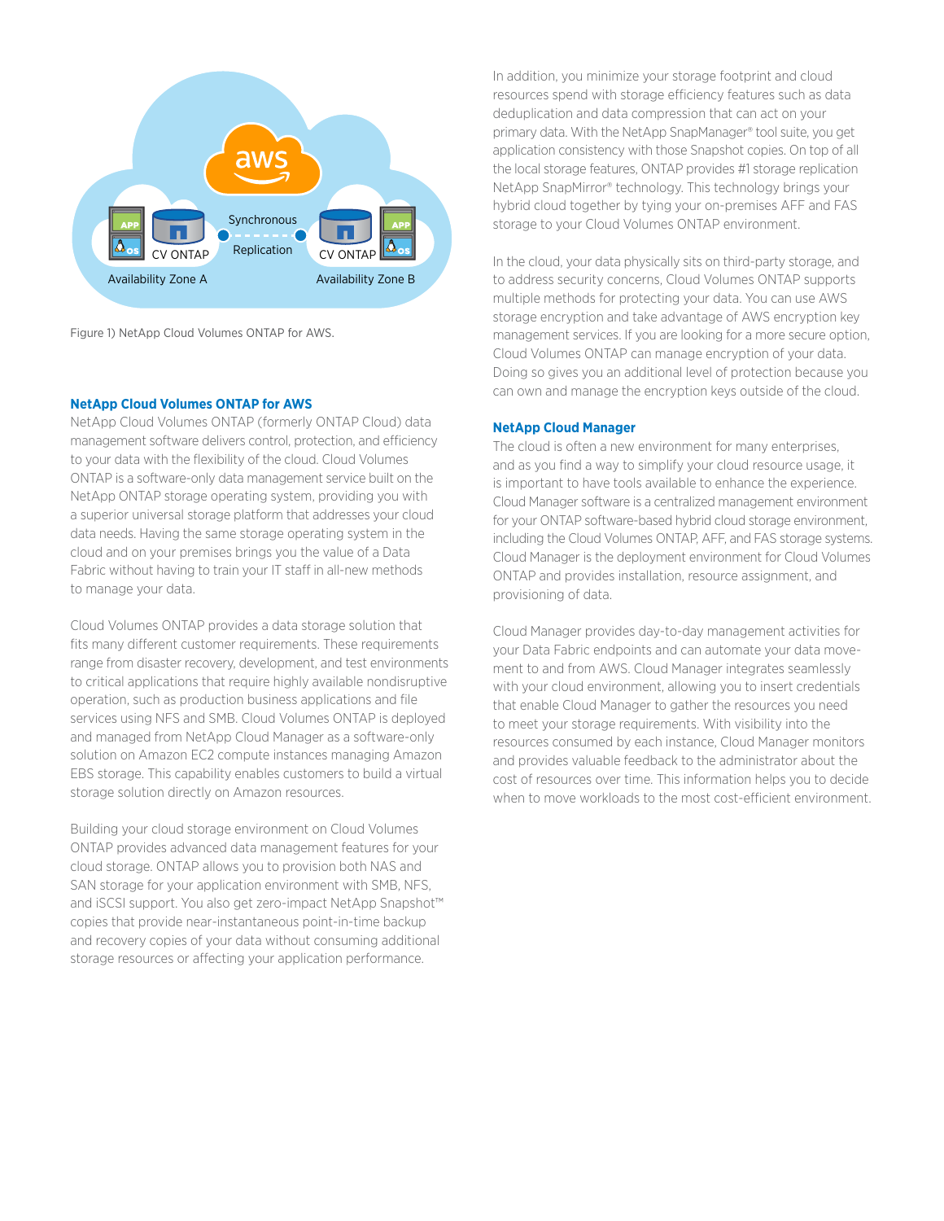Figure 1) NetApp Cloud Volumes ONTAP for AWS.

## NetApp Cloud Volumes ONTAP for AWS

NetApp Cloud Volumes ONTAP (formerly ONTAP Cloud) data management software delivers control, protection, and efficiency to your data with the flexibility of the cloud. Cloud Volumes ONTAP is a software-only data management service built on the NetApp ONTAP storage operating system, providing you with a superior universal storage platform that addresses your cloud data needs. Having the same storage operating system in the cloud and on your premises brings you the value of a Data Fabric without having to train your IT staff in all-new methods to manage your data.

Cloud Volumes ONTAP provides a data storage solution that fits many different customer requirements. These requirements range from disaster recovery, development, and test environments to critical applications that require highly available nondisruptive operation, such as production business applications and file services using NFS and SMB. Cloud Volumes ONTAP is deployed and managed from NetApp Cloud Manager as a software-only solution on Amazon EC2 compute instances managing Amazon EBS storage. This capability enables customers to build a virtual storage solution directly on Amazon resources.

Building your cloud storage environment on Cloud Volumes ONTAP provides advanced data management features for your cloud storage. ONTAP allows you to provision both NAS and SAN storage for your application environment with SMB, NFS, and iSCSI support. You also get zero-impact NetApp Snapshot™ copies that provide near-instantaneous point-in-time backup and recovery copies of your data without consuming additional storage resources or affecting your application performance.

In addition, you minimize your storage footprint and cloud resources spend with storage efficiency features such as data deduplication and data compression that can act on your primary data. With the NetApp SnapManager® tool suite, you get application consistency with those Snapshot copies. On top of all the local storage features, ONTAP provides #1 storage replication NetApp SnapMirror® technology. This technology brings your hybrid cloud together by tying your on-premises AFF and FAS storage to your Cloud Volumes ONTAP environment.

In the cloud, your data physically sits on third-party storage, and to address security concerns, Cloud Volumes ONTAP supports multiple methods for protecting your data. You can use AWS storage encryption and take advantage of AWS encryption key management services. If you are looking for a more secure option, Cloud Volumes ONTAP can manage encryption of your data. Doing so gives you an additional level of protection because you can own and manage the encryption keys outside of the cloud.

## NetApp Cloud Manager

The cloud is often a new environment for many enterprises, and as you find a way to simplify your cloud resource usage, it is important to have tools available to enhance the experience. Cloud Manager software is a centralized management environment for your ONTAP software-based hybrid cloud storage environment, including the Cloud Volumes ONTAP, AFF, and FAS storage systems. Cloud Manager is the deployment environment for Cloud Volumes ONTAP and provides installation, resource assignment, and provisioning of data.

Cloud Manager provides day-to-day management activities for your Data Fabric endpoints and can automate your data movement to and from AWS. Cloud Manager integrates seamlessly with your cloud environment, allowing you to insert credentials that enable Cloud Manager to gather the resources you need to meet your storage requirements. With visibility into the resources consumed by each instance, Cloud Manager monitors and provides valuable feedback to the administrator about the cost of resources over time. This information helps you to decide when to move workloads to the most cost-efficient environment.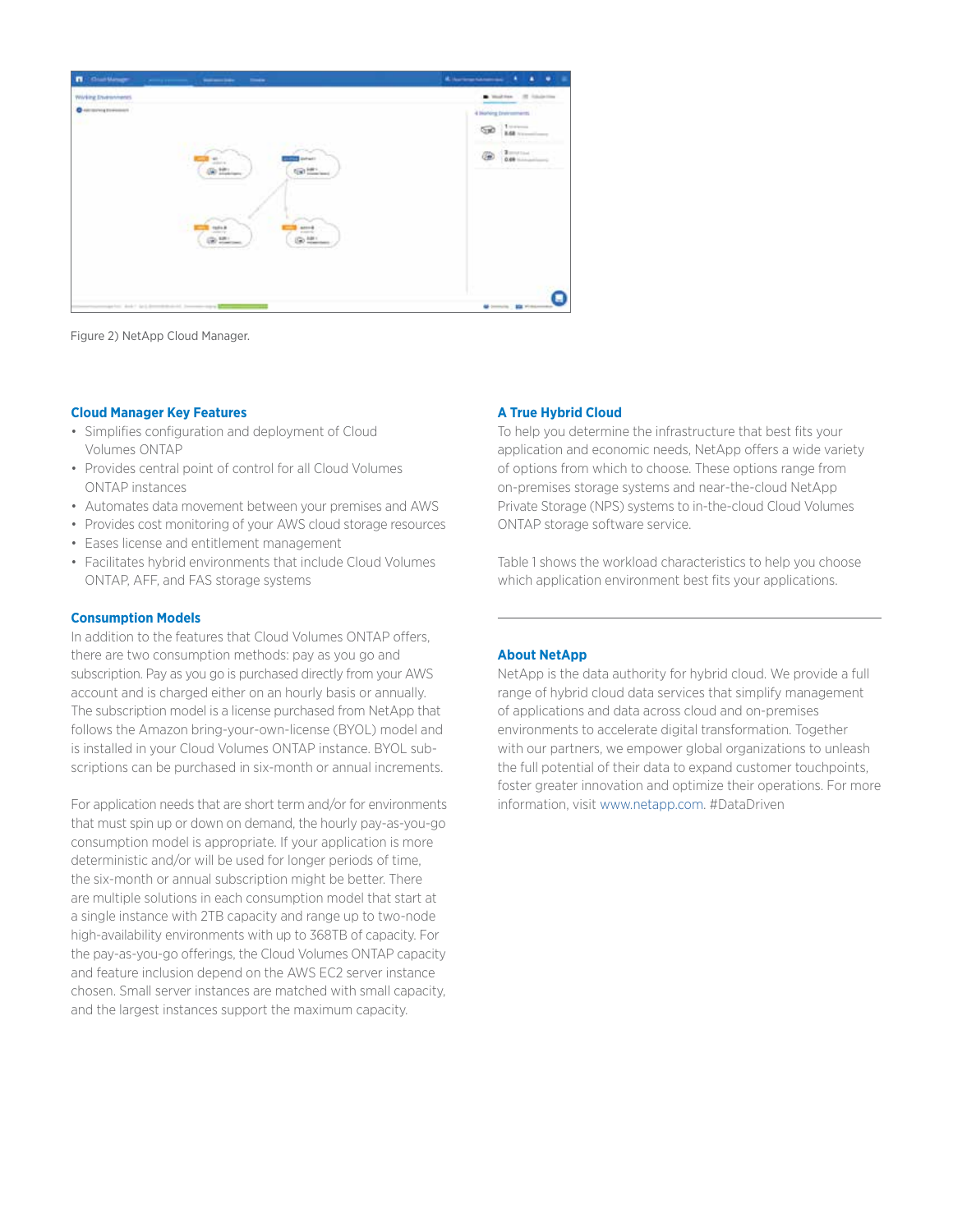Figure 2) NetApp Cloud Manager.

### Cloud Manager Key Features

- Simplifies configuration and deployment of Cloud Volumes ONTAP
- Provides central point of control for all Cloud Volumes ONTAP instances
- Automates data movement between your premises and AWS
- Provides cost monitoring of your AWS cloud storage resources
- Eases license and entitlement management
- Facilitates hybrid environments that include Cloud Volumes ONTAP, AFF, and FAS storage systems

### Consumption Models

In addition to the features that Cloud Volumes ONTAP offers, there are two consumption methods: pay as you go and subscription. Pay as you go is purchased directly from your AWS account and is charged either on an hourly basis or annually. The subscription model is a license purchased from NetApp that follows the Amazon bring-your-own-license (BYOL) model and is installed in your Cloud Volumes ONTAP instance. BYOL subscriptions can be purchased in six-month or annual increments.

For application needs that are short term and/or for environments that must spin up or down on demand, the hourly pay-as-you-go consumption model is appropriate. If your application is more deterministic and/or will be used for longer periods of time, the six-month or annual subscription might be better. There are multiple solutions in each consumption model that start at a single instance with 2TB capacity and range up to two-node high-availability environments with up to 368TB of capacity. For the pay-as-you-go offerings, the Cloud Volumes ONTAP capacity and feature inclusion depend on the AWS EC2 server instance chosen. Small server instances are matched with small capacity, and the largest instances support the maximum capacity.

### A True Hybrid Cloud

To help you determine the infrastructure that best fits your application and economic needs, NetApp offers a wide variety of options from which to choose. These options range from on-premises storage systems and near-the-cloud NetApp Private Storage (NPS) systems to in-the-cloud Cloud Volumes ONTAP storage software service.

Table 1 shows the workload characteristics to help you choose which application environment best fits your applications.

---

### About NetApp

NetApp is the data authority for hybrid cloud. We provide a full range of hybrid cloud data services that simplify management of applications and data across cloud and on-premises environments to accelerate digital transformation. Together with our partners, we empower global organizations to unleash the full potential of their data to expand customer touchpoints, foster greater innovation and optimize their operations. For more information, visit www.netapp.com. #DataDriven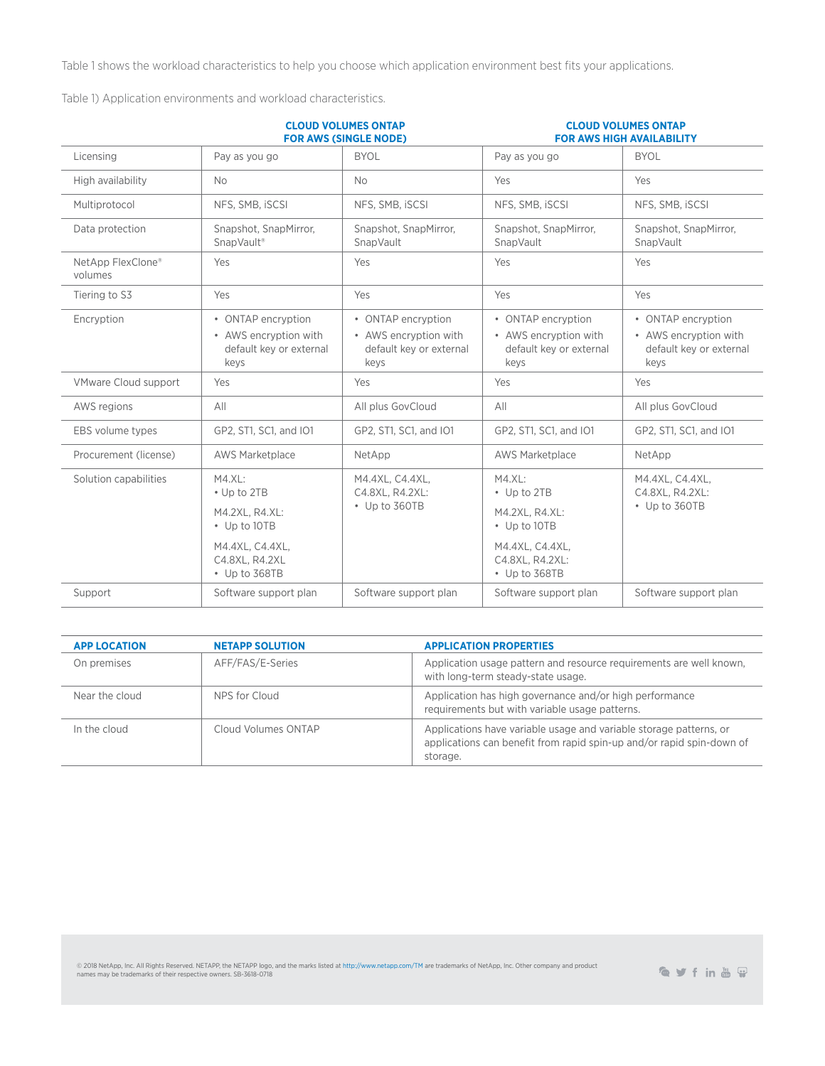Table 1 shows the workload characteristics to help you choose which application environment best fits your applications.

Table 1) Application environments and workload characteristics.

| | CLOUD VOLUMES ONTAP FOR AWS (SINGLE NODE) | | CLOUD VOLUMES ONTAP FOR AWS HIGH AVAILABILITY | |
|---|---|---|---|---|
| Licensing | Pay as you go | BYOL | Pay as you go | BYOL |
| High availability | No | No | Yes | Yes |
| Multiprotocol | NFS, SMB, iSCSI | NFS, SMB, iSCSI | NFS, SMB, iSCSI | NFS, SMB, iSCSI |
| Data protection | Snapshot, SnapMirror, SnapVault® | Snapshot, SnapMirror, SnapVault | Snapshot, SnapMirror, SnapVault | Snapshot, SnapMirror, SnapVault |
| NetApp FlexClone® volumes | Yes | Yes | Yes | Yes |
| Tiering to S3 | Yes | Yes | Yes | Yes |
| Encryption | • ONTAP encryption<br>• AWS encryption with default key or external keys | • ONTAP encryption<br>• AWS encryption with default key or external keys | • ONTAP encryption<br>• AWS encryption with default key or external keys | • ONTAP encryption<br>• AWS encryption with default key or external keys |
| VMware Cloud support | Yes | Yes | Yes | Yes |
| AWS regions | All | All plus GovCloud | All | All plus GovCloud |
| EBS volume types | GP2, ST1, SC1, and IO1 | GP2, ST1, SC1, and IO1 | GP2, ST1, SC1, and IO1 | GP2, ST1, SC1, and IO1 |
| Procurement (license) | AWS Marketplace | NetApp | AWS Marketplace | NetApp |
| Solution capabilities | M4.XL:<br>• Up to 2TB<br>M4.2XL, R4.XL:<br>• Up to 10TB<br>M4.4XL, C4.4XL, C4.8XL, R4.2XL<br>• Up to 368TB | M4.4XL, C4.4XL, C4.8XL, R4.2XL:<br>• Up to 360TB | M4.XL:<br>• Up to 2TB<br>M4.2XL, R4.XL:<br>• Up to 10TB<br>M4.4XL, C4.4XL, C4.8XL, R4.2XL:<br>• Up to 368TB | M4.4XL, C4.4XL, C4.8XL, R4.2XL:<br>• Up to 360TB |
| Support | Software support plan | Software support plan | Software support plan | Software support plan |

| APP LOCATION | NETAPP SOLUTION | APPLICATION PROPERTIES |
|---|---|---|
| On premises | AFF/FAS/E-Series | Application usage pattern and resource requirements are well known, with long-term steady-state usage. |
| Near the cloud | NPS for Cloud | Application has high governance and/or high performance requirements but with variable usage patterns. |
| In the cloud | Cloud Volumes ONTAP | Applications have variable usage and variable storage patterns, or applications can benefit from rapid spin-up and/or rapid spin-down of storage. |

© 2018 NetApp, Inc. All Rights Reserved. NETAPP, the NETAPP logo, and the marks listed at http://www.netapp.com/TM are trademarks of NetApp, Inc. Other company and product names may be trademarks of their respective owners. SB-3618-0718